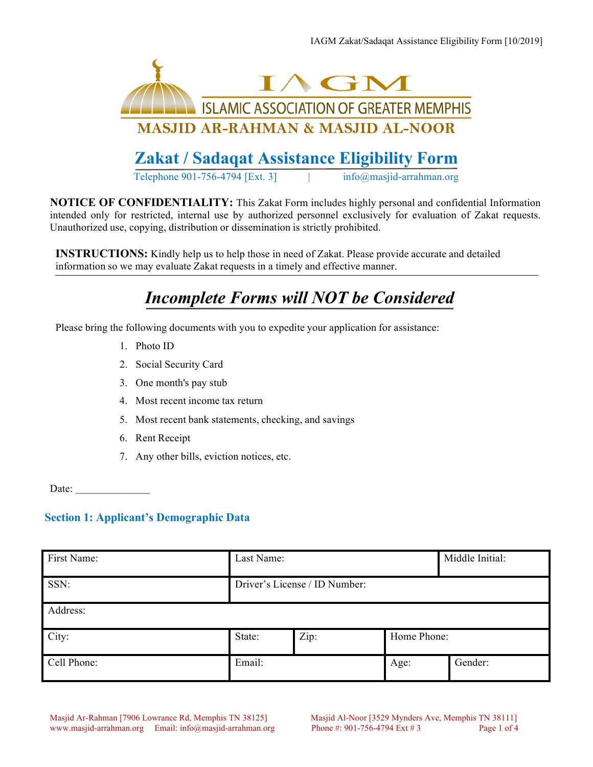**ISLAMIC ASSOCIATION OF GREATER MEMPHIS**

**MASJID AR-RAHMAN & MASJID AL-NOOR**

# Zakat / Sadaqat Assistance Eligibility Form

Telephone 901-756-4794 [Ext. 3] | info@masjid-arrahman.org

**NOTICE OF CONFIDENTIALITY:** This Zakat Form includes highly personal and confidential Information intended only for restricted, internal use by authorized personnel exclusively for evaluation of Zakat requests. Unauthorized use, copying, distribution or dissemination is strictly prohibited.

**INSTRUCTIONS:** Kindly help us to help those in need of Zakat. Please provide accurate and detailed information so we may evaluate Zakat requests in a timely and effective manner.

## *Incomplete Forms will NOT be Considered*

Please bring the following documents with you to expedite your application for assistance:

1. Photo ID
2. Social Security Card
3. One month's pay stub
4. Most recent income tax return
5. Most recent bank statements, checking, and savings
6. Rent Receipt
7. Any other bills, eviction notices, etc.

Date: ______________

### Section 1: Applicant's Demographic Data

| First Name: | Last Name: | | | Middle Initial: |
|---|---|---|---|---|
| SSN: | Driver's License / ID Number: | | | |
| Address: | | | | |
| City: | State: | Zip: | Home Phone: | |
| Cell Phone: | Email: | | Age: | Gender: |

Masjid Ar-Rahman [7906 Lowrance Rd, Memphis TN 38125] Masjid Al-Noor [3529 Mynders Ave, Memphis TN 38111]
www.masjid-arrahman.org Email: info@masjid-arrahman.org Phone #: 901-756-4794 Ext # 3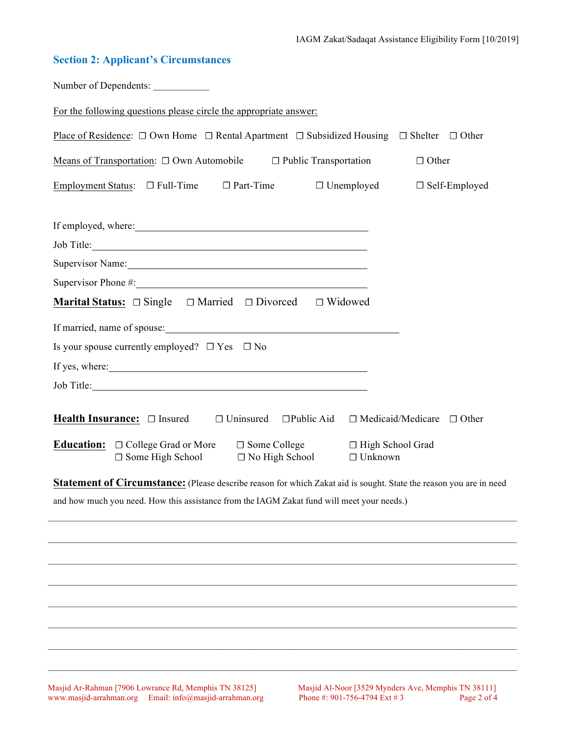## Section 2: Applicant's Circumstances

Number of Dependents: ___________

For the following questions please circle the appropriate answer:

Place of Residence: ☐ Own Home ☐ Rental Apartment ☐ Subsidized Housing ☐ Shelter ☐ Other

Means of Transportation: ☐ Own Automobile ☐ Public Transportation ☐ Other

Employment Status: ☐ Full-Time ☐ Part-Time ☐ Unemployed ☐ Self-Employed

If employed, where: ______________________________________________

Job Title: ______________________________________________

Supervisor Name: ______________________________________________

Supervisor Phone #: ______________________________________________

**Marital Status:** ☐ Single ☐ Married ☐ Divorced ☐ Widowed

If married, name of spouse: ______________________________________________

Is your spouse currently employed? ☐ Yes ☐ No

If yes, where: ______________________________________________

Job Title: ______________________________________________

**Health Insurance:** ☐ Insured ☐ Uninsured ☐Public Aid ☐ Medicaid/Medicare ☐ Other

**Education:** ☐ College Grad or More ☐ Some College ☐ High School Grad ☐ Some High School ☐ No High School ☐ Unknown

**Statement of Circumstance:** (Please describe reason for which Zakat aid is sought. State the reason you are in need and how much you need. How this assistance from the IAGM Zakat fund will meet your needs.)

________________________________________________________________________________

________________________________________________________________________________

________________________________________________________________________________

________________________________________________________________________________

________________________________________________________________________________

________________________________________________________________________________

________________________________________________________________________________

________________________________________________________________________________

Masjid Ar-Rahman [7906 Lowrance Rd, Memphis TN 38125]
www.masjid-arrahman.org Email: info@masjid-arrahman.org

Masjid Al-Noor [3529 Mynders Ave, Memphis TN 38111]
Phone #: 901-756-4794 Ext # 3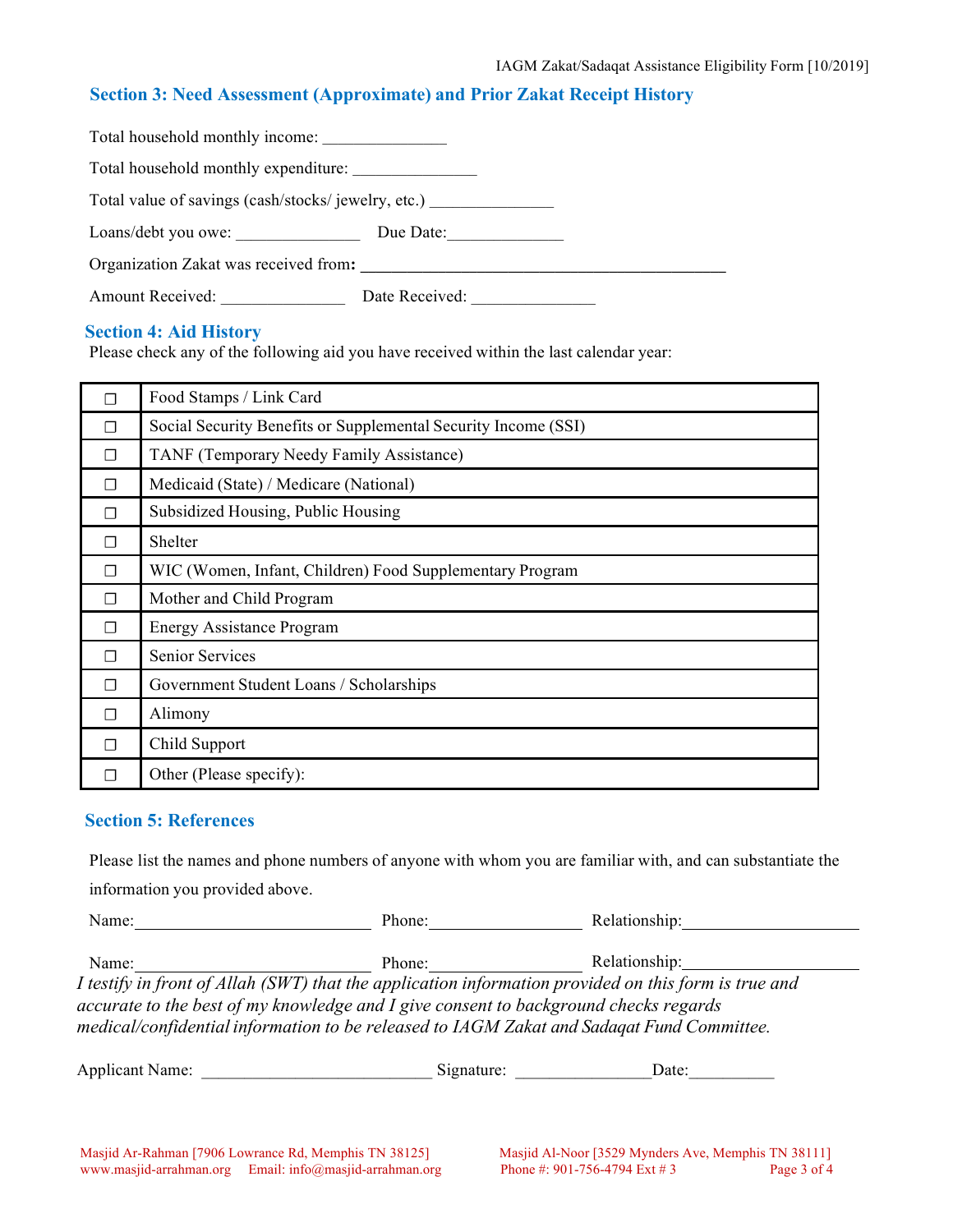## Section 3: Need Assessment (Approximate) and Prior Zakat Receipt History

Total household monthly income: _______________

Total household monthly expenditure: _______________

Total value of savings (cash/stocks/ jewelry, etc.) _______________

Loans/debt you owe: _______________ Due Date:______________

Organization Zakat was received from: _____________________________________________

Amount Received: _______________ Date Received: _______________

## Section 4: Aid History

Please check any of the following aid you have received within the last calendar year:

| | |
|---|---|
| ☐ | Food Stamps / Link Card |
| ☐ | Social Security Benefits or Supplemental Security Income (SSI) |
| ☐ | TANF (Temporary Needy Family Assistance) |
| ☐ | Medicaid (State) / Medicare (National) |
| ☐ | Subsidized Housing, Public Housing |
| ☐ | Shelter |
| ☐ | WIC (Women, Infant, Children) Food Supplementary Program |
| ☐ | Mother and Child Program |
| ☐ | Energy Assistance Program |
| ☐ | Senior Services |
| ☐ | Government Student Loans / Scholarships |
| ☐ | Alimony |
| ☐ | Child Support |
| ☐ | Other (Please specify): |

## Section 5: References

Please list the names and phone numbers of anyone with whom you are familiar with, and can substantiate the information you provided above.

Name:_____________________________ Phone:__________________ Relationship:_____________________

Name:_____________________________ Phone:__________________ Relationship:_____________________

*I testify in front of Allah (SWT) that the application information provided on this form is true and accurate to the best of my knowledge and I give consent to background checks regards medical/confidential information to be released to IAGM Zakat and Sadaqat Fund Committee.*

Applicant Name: ____________________________ Signature: ________________Date:__________

Masjid Ar-Rahman [7906 Lowrance Rd, Memphis TN 38125]
www.masjid-arrahman.org Email: info@masjid-arrahman.org

Masjid Al-Noor [3529 Mynders Ave, Memphis TN 38111]
Phone #: 901-756-4794 Ext # 3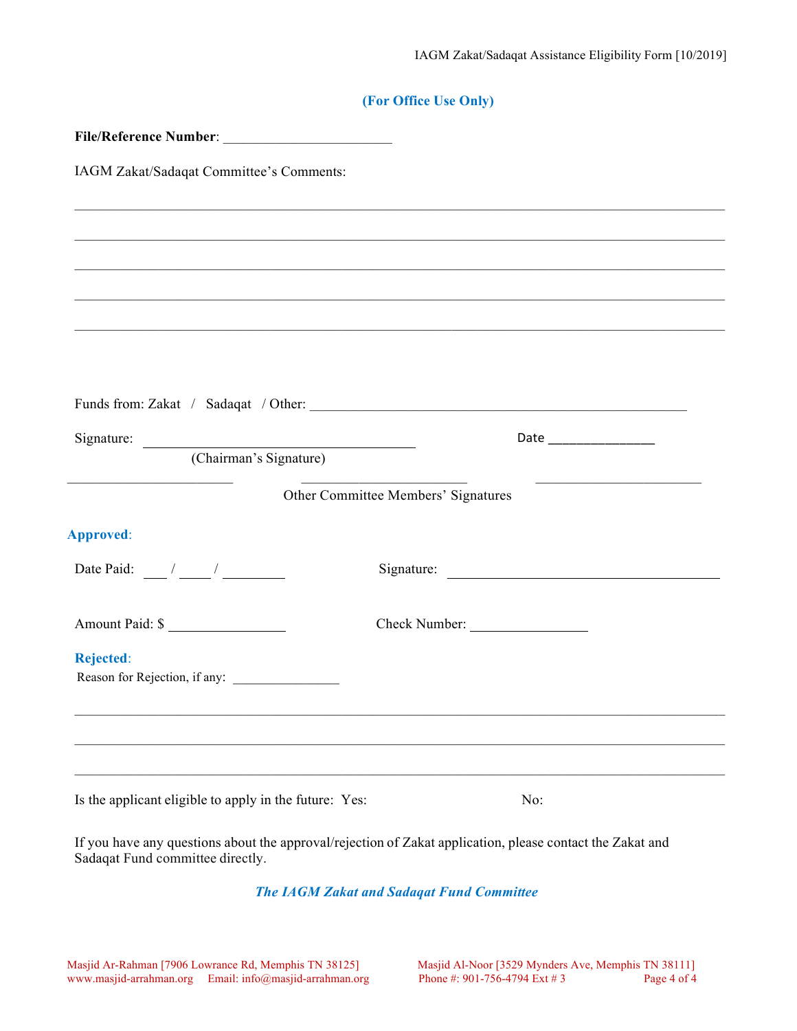**(For Office Use Only)**

**File/Reference Number**: ______________________

IAGM Zakat/Sadaqat Committee's Comments:

______________________________________________________________________________

______________________________________________________________________________

______________________________________________________________________________

______________________________________________________________________________

______________________________________________________________________________

Funds from: Zakat / Sadaqat / Other: _______________________________________________

Signature: ____________________________________ Date _______________

(Chairman's Signature)

______________________ ______________________ ______________________

Other Committee Members' Signatures

**Approved**:

Date Paid: ___ / ____ / ________ Signature: ____________________________________

Amount Paid: $ ________________ Check Number: ________________

**Rejected**:

Reason for Rejection, if any: _______________

______________________________________________________________________________

______________________________________________________________________________

______________________________________________________________________________

Is the applicant eligible to apply in the future: Yes: No:

If you have any questions about the approval/rejection of Zakat application, please contact the Zakat and Sadaqat Fund committee directly.

***The IAGM Zakat and Sadaqat Fund Committee***

Masjid Ar-Rahman [7906 Lowrance Rd, Memphis TN 38125]
www.masjid-arrahman.org Email: info@masjid-arrahman.org

Masjid Al-Noor [3529 Mynders Ave, Memphis TN 38111]
Phone #: 901-756-4794 Ext # 3